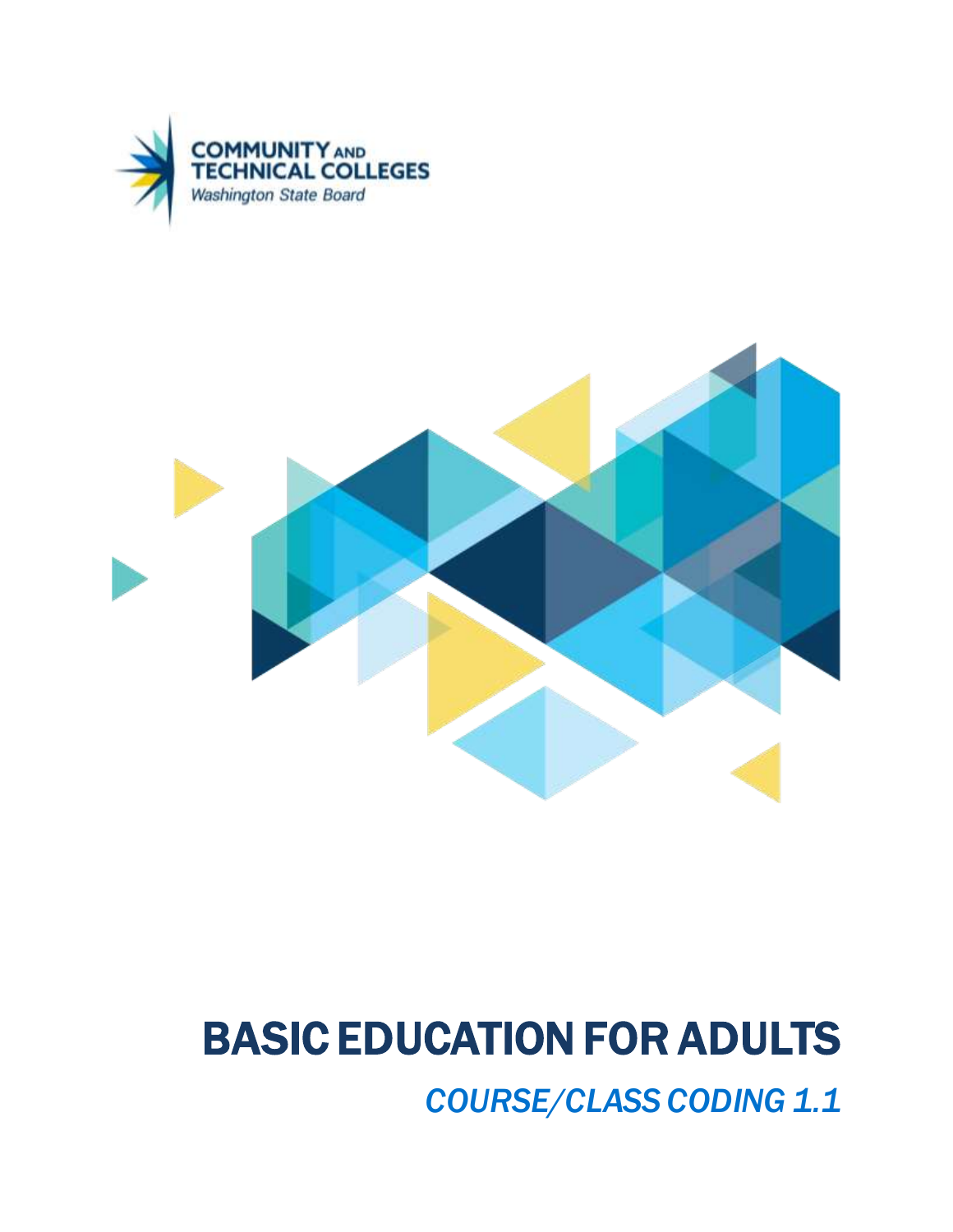COMMUNITY AND TECHNICAL COLLEGES
*Washington State Board*

# BASIC EDUCATION FOR ADULTS

## *COURSE/CLASS CODING 1.1*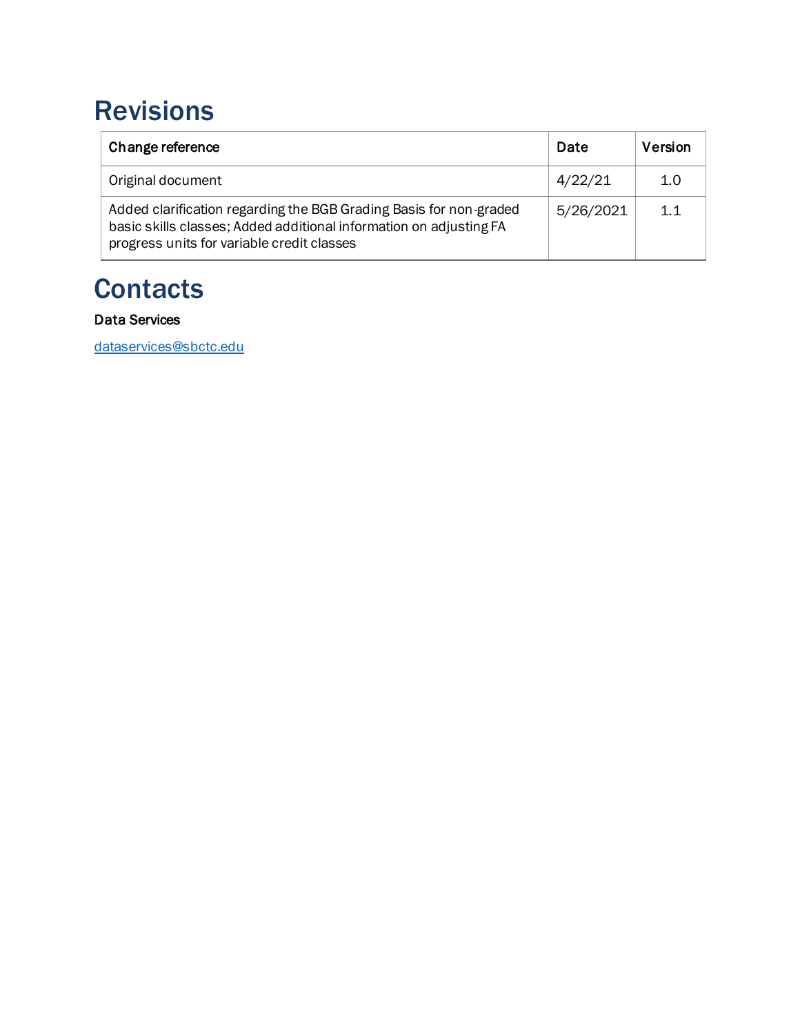# Revisions

| Change reference | Date | Version |
| --- | --- | --- |
| Original document | 4/22/21 | 1.0 |
| Added clarification regarding the BGB Grading Basis for non-graded basic skills classes; Added additional information on adjusting FA progress units for variable credit classes | 5/26/2021 | 1.1 |

# Contacts

**Data Services**

dataservices@sbctc.edu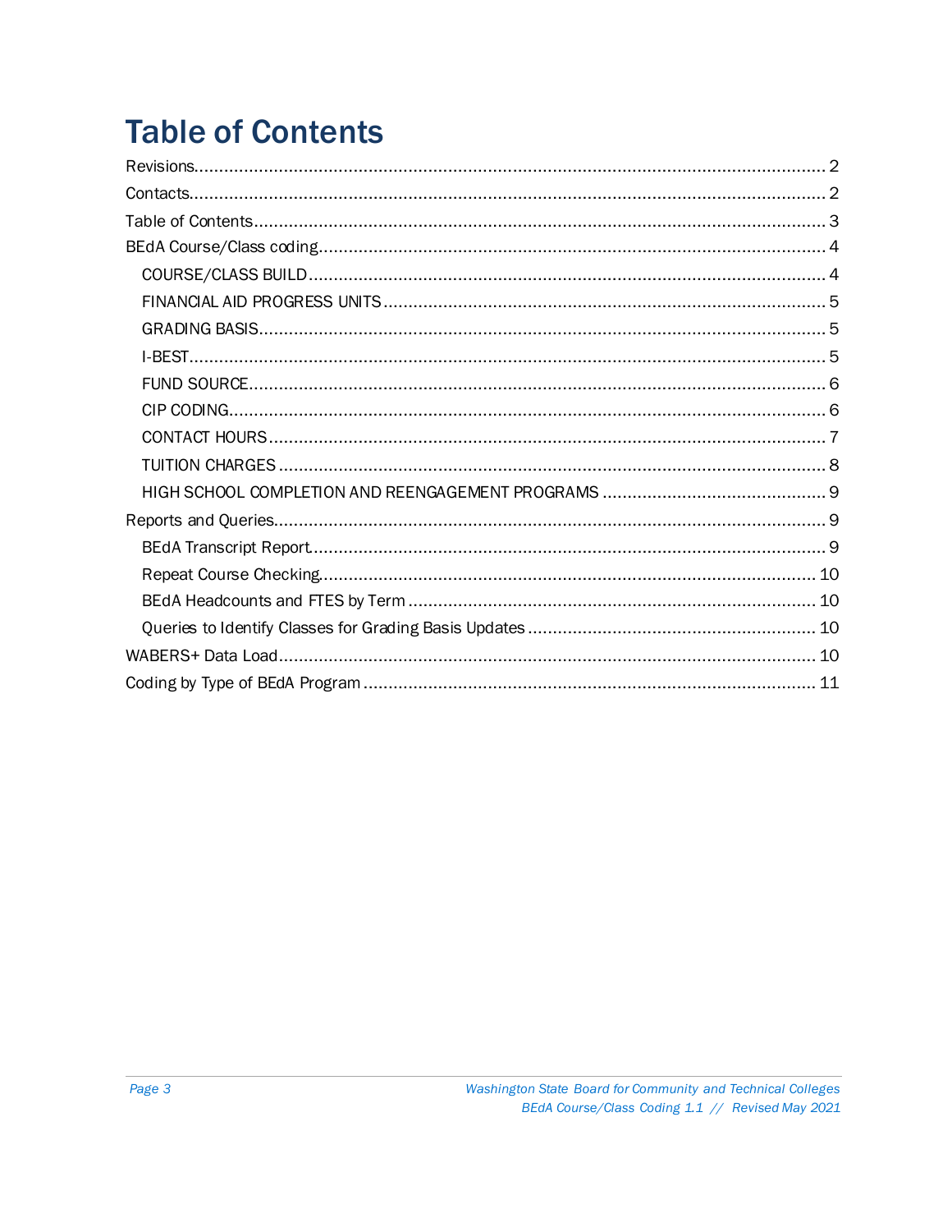# Table of Contents

Revisions.......... 2

Contacts.......... 2

Table of Contents.......... 3

BEdA Course/Class coding.......... 4

- COURSE/CLASS BUILD.......... 4
- FINANCIAL AID PROGRESS UNITS.......... 5
- GRADING BASIS.......... 5
- I-BEST.......... 5
- FUND SOURCE.......... 6
- CIP CODING.......... 6
- CONTACT HOURS.......... 7
- TUITION CHARGES.......... 8
- HIGH SCHOOL COMPLETION AND REENGAGEMENT PROGRAMS.......... 9

Reports and Queries.......... 9

- BEdA Transcript Report.......... 9
- Repeat Course Checking.......... 10
- BEdA Headcounts and FTES by Term.......... 10
- Queries to Identify Classes for Grading Basis Updates.......... 10

WABERS+ Data Load.......... 10

Coding by Type of BEdA Program.......... 11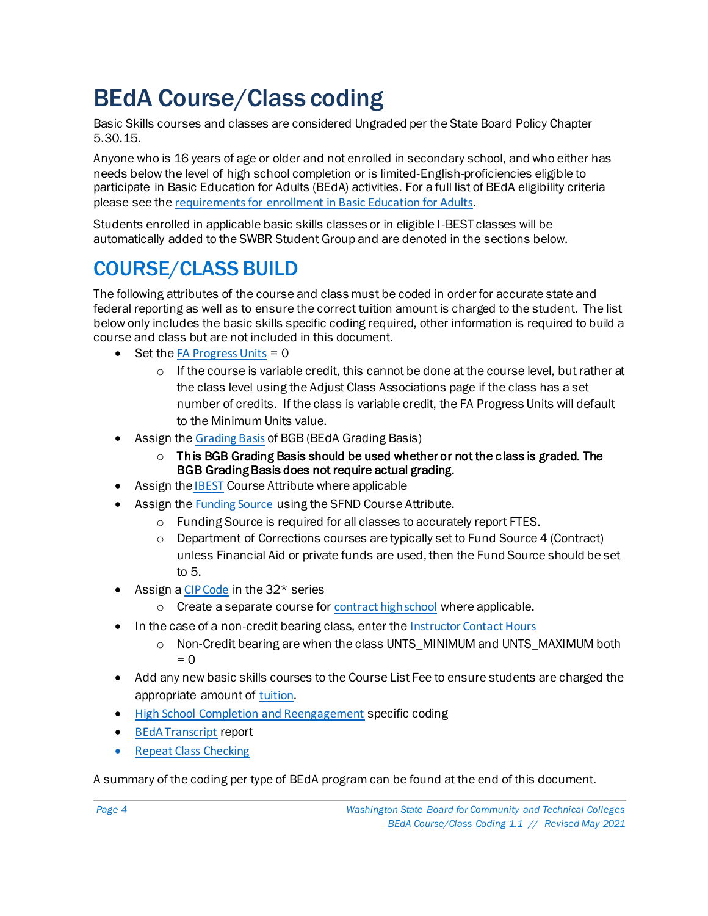# BEdA Course/Class coding

Basic Skills courses and classes are considered Ungraded per the State Board Policy Chapter 5.30.15.

Anyone who is 16 years of age or older and not enrolled in secondary school, and who either has needs below the level of high school completion or is limited-English-proficiencies eligible to participate in Basic Education for Adults (BEdA) activities. For a full list of BEdA eligibility criteria please see the requirements for enrollment in Basic Education for Adults.

Students enrolled in applicable basic skills classes or in eligible I-BEST classes will be automatically added to the SWBR Student Group and are denoted in the sections below.

## COURSE/CLASS BUILD

The following attributes of the course and class must be coded in order for accurate state and federal reporting as well as to ensure the correct tuition amount is charged to the student. The list below only includes the basic skills specific coding required, other information is required to build a course and class but are not included in this document.

- Set the FA Progress Units = 0
  - If the course is variable credit, this cannot be done at the course level, but rather at the class level using the Adjust Class Associations page if the class has a set number of credits. If the class is variable credit, the FA Progress Units will default to the Minimum Units value.
- Assign the Grading Basis of BGB (BEdA Grading Basis)
  - **This BGB Grading Basis should be used whether or not the class is graded. The BGB Grading Basis does not require actual grading.**
- Assign the IBEST Course Attribute where applicable
- Assign the Funding Source using the SFND Course Attribute.
  - Funding Source is required for all classes to accurately report FTES.
  - Department of Corrections courses are typically set to Fund Source 4 (Contract) unless Financial Aid or private funds are used, then the Fund Source should be set to 5.
- Assign a CIP Code in the 32* series
  - Create a separate course for contract high school where applicable.
- In the case of a non-credit bearing class, enter the Instructor Contact Hours
  - Non-Credit bearing are when the class UNTS_MINIMUM and UNTS_MAXIMUM both = 0
- Add any new basic skills courses to the Course List Fee to ensure students are charged the appropriate amount of tuition.
- High School Completion and Reengagement specific coding
- BEdA Transcript report
- Repeat Class Checking

A summary of the coding per type of BEdA program can be found at the end of this document.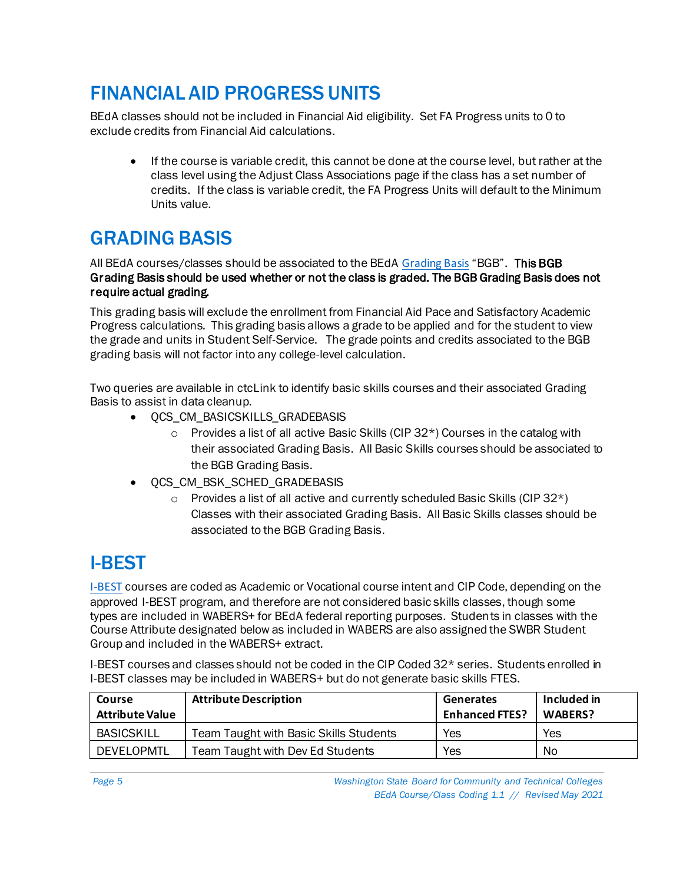# FINANCIAL AID PROGRESS UNITS

BEdA classes should not be included in Financial Aid eligibility. Set FA Progress units to 0 to exclude credits from Financial Aid calculations.

- If the course is variable credit, this cannot be done at the course level, but rather at the class level using the Adjust Class Associations page if the class has a set number of credits. If the class is variable credit, the FA Progress Units will default to the Minimum Units value.

# GRADING BASIS

All BEdA courses/classes should be associated to the BEdA Grading Basis "BGB". **This BGB Grading Basis should be used whether or not the class is graded. The BGB Grading Basis does not require actual grading.**

This grading basis will exclude the enrollment from Financial Aid Pace and Satisfactory Academic Progress calculations. This grading basis allows a grade to be applied and for the student to view the grade and units in Student Self-Service. The grade points and credits associated to the BGB grading basis will not factor into any college-level calculation.

Two queries are available in ctcLink to identify basic skills courses and their associated Grading Basis to assist in data cleanup.

- QCS_CM_BASICSKILLS_GRADEBASIS
  - Provides a list of all active Basic Skills (CIP 32*) Courses in the catalog with their associated Grading Basis. All Basic Skills courses should be associated to the BGB Grading Basis.
- QCS_CM_BSK_SCHED_GRADEBASIS
  - Provides a list of all active and currently scheduled Basic Skills (CIP 32*) Classes with their associated Grading Basis. All Basic Skills classes should be associated to the BGB Grading Basis.

# I-BEST

I-BEST courses are coded as Academic or Vocational course intent and CIP Code, depending on the approved I-BEST program, and therefore are not considered basic skills classes, though some types are included in WABERS+ for BEdA federal reporting purposes. Students in classes with the Course Attribute designated below as included in WABERS are also assigned the SWBR Student Group and included in the WABERS+ extract.

I-BEST courses and classes should not be coded in the CIP Coded 32* series. Students enrolled in I-BEST classes may be included in WABERS+ but do not generate basic skills FTES.

| Course Attribute Value | Attribute Description | Generates Enhanced FTES? | Included in WABERS? |
|---|---|---|---|
| BASICSKILL | Team Taught with Basic Skills Students | Yes | Yes |
| DEVELOPMTL | Team Taught with Dev Ed Students | Yes | No |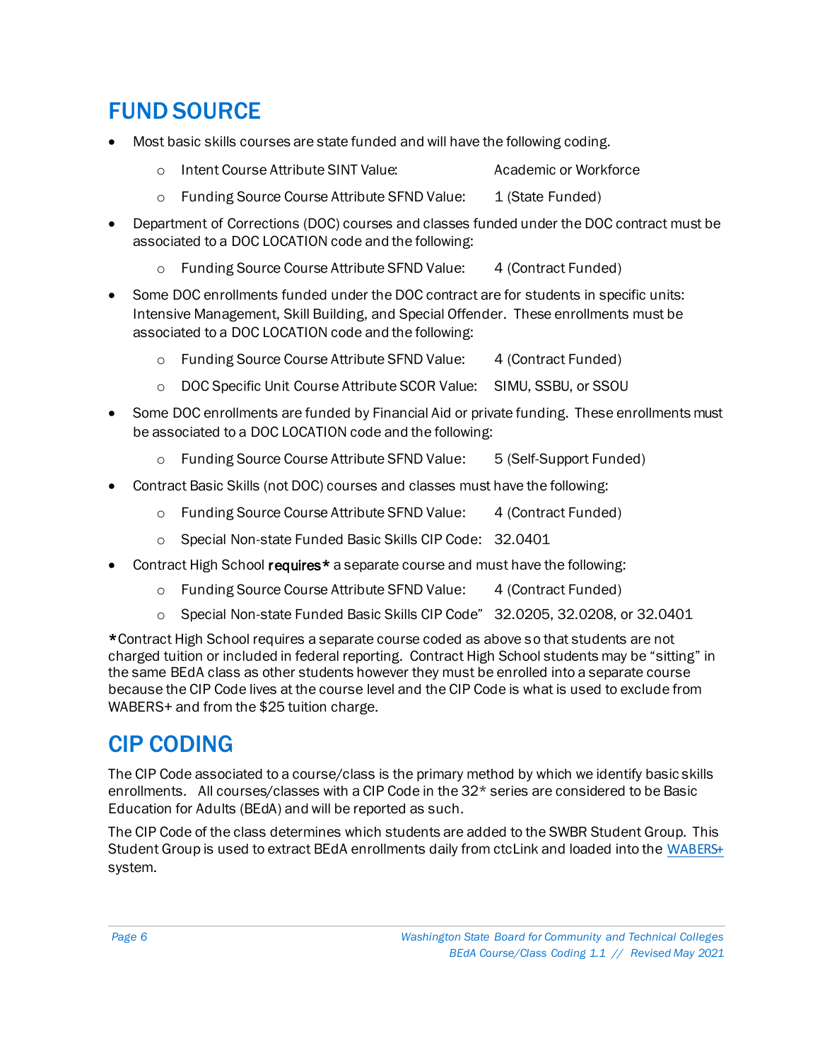# FUND SOURCE

- Most basic skills courses are state funded and will have the following coding.
  - Intent Course Attribute SINT Value: Academic or Workforce
  - Funding Source Course Attribute SFND Value: 1 (State Funded)
- Department of Corrections (DOC) courses and classes funded under the DOC contract must be associated to a DOC LOCATION code and the following:
  - Funding Source Course Attribute SFND Value: 4 (Contract Funded)
- Some DOC enrollments funded under the DOC contract are for students in specific units: Intensive Management, Skill Building, and Special Offender. These enrollments must be associated to a DOC LOCATION code and the following:
  - Funding Source Course Attribute SFND Value: 4 (Contract Funded)
  - DOC Specific Unit Course Attribute SCOR Value: SIMU, SSBU, or SSOU
- Some DOC enrollments are funded by Financial Aid or private funding. These enrollments must be associated to a DOC LOCATION code and the following:
  - Funding Source Course Attribute SFND Value: 5 (Self-Support Funded)
- Contract Basic Skills (not DOC) courses and classes must have the following:
  - Funding Source Course Attribute SFND Value: 4 (Contract Funded)
  - Special Non-state Funded Basic Skills CIP Code: 32.0401
- Contract High School **requires*** a separate course and must have the following:
  - Funding Source Course Attribute SFND Value: 4 (Contract Funded)
  - Special Non-state Funded Basic Skills CIP Code" 32.0205, 32.0208, or 32.0401

*Contract High School requires a separate course coded as above so that students are not charged tuition or included in federal reporting. Contract High School students may be "sitting" in the same BEdA class as other students however they must be enrolled into a separate course because the CIP Code lives at the course level and the CIP Code is what is used to exclude from WABERS+ and from the $25 tuition charge.

# CIP CODING

The CIP Code associated to a course/class is the primary method by which we identify basic skills enrollments. All courses/classes with a CIP Code in the 32* series are considered to be Basic Education for Adults (BEdA) and will be reported as such.

The CIP Code of the class determines which students are added to the SWBR Student Group. This Student Group is used to extract BEdA enrollments daily from ctcLink and loaded into the WABERS+ system.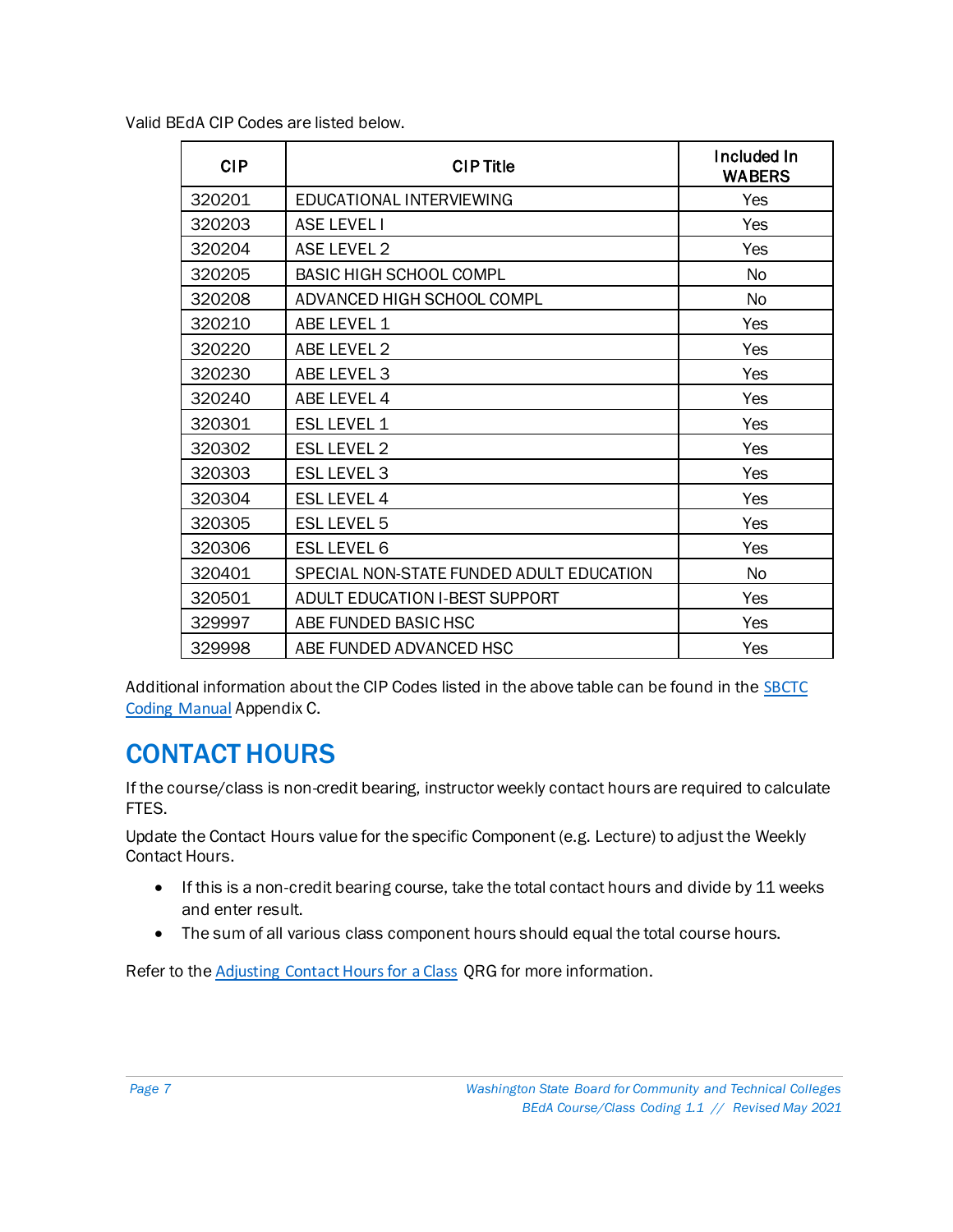Valid BEdA CIP Codes are listed below.

| CIP | CIP Title | Included In WABERS |
|---|---|---|
| 320201 | EDUCATIONAL INTERVIEWING | Yes |
| 320203 | ASE LEVEL I | Yes |
| 320204 | ASE LEVEL 2 | Yes |
| 320205 | BASIC HIGH SCHOOL COMPL | No |
| 320208 | ADVANCED HIGH SCHOOL COMPL | No |
| 320210 | ABE LEVEL 1 | Yes |
| 320220 | ABE LEVEL 2 | Yes |
| 320230 | ABE LEVEL 3 | Yes |
| 320240 | ABE LEVEL 4 | Yes |
| 320301 | ESL LEVEL 1 | Yes |
| 320302 | ESL LEVEL 2 | Yes |
| 320303 | ESL LEVEL 3 | Yes |
| 320304 | ESL LEVEL 4 | Yes |
| 320305 | ESL LEVEL 5 | Yes |
| 320306 | ESL LEVEL 6 | Yes |
| 320401 | SPECIAL NON-STATE FUNDED ADULT EDUCATION | No |
| 320501 | ADULT EDUCATION I-BEST SUPPORT | Yes |
| 329997 | ABE FUNDED BASIC HSC | Yes |
| 329998 | ABE FUNDED ADVANCED HSC | Yes |

Additional information about the CIP Codes listed in the above table can be found in the SBCTC Coding Manual Appendix C.

# CONTACT HOURS

If the course/class is non-credit bearing, instructor weekly contact hours are required to calculate FTES.

Update the Contact Hours value for the specific Component (e.g. Lecture) to adjust the Weekly Contact Hours.

- If this is a non-credit bearing course, take the total contact hours and divide by 11 weeks and enter result.
- The sum of all various class component hours should equal the total course hours.

Refer to the Adjusting Contact Hours for a Class QRG for more information.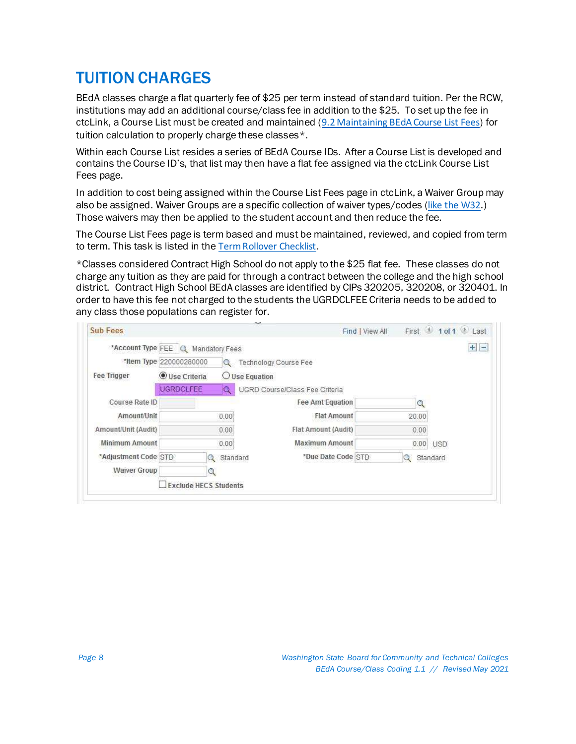# TUITION CHARGES

BEdA classes charge a flat quarterly fee of $25 per term instead of standard tuition. Per the RCW, institutions may add an additional course/class fee in addition to the $25. To set up the fee in ctcLink, a Course List must be created and maintained (9.2 Maintaining BEdA Course List Fees) for tuition calculation to properly charge these classes*.

Within each Course List resides a series of BEdA Course IDs. After a Course List is developed and contains the Course ID's, that list may then have a flat fee assigned via the ctcLink Course List Fees page.

In addition to cost being assigned within the Course List Fees page in ctcLink, a Waiver Group may also be assigned. Waiver Groups are a specific collection of waiver types/codes (like the W32.) Those waivers may then be applied to the student account and then reduce the fee.

The Course List Fees page is term based and must be maintained, reviewed, and copied from term to term. This task is listed in the Term Rollover Checklist.

*Classes considered Contract High School do not apply to the $25 flat fee. These classes do not charge any tuition as they are paid for through a contract between the college and the high school district. Contract High School BEdA classes are identified by CIPs 320205, 320208, or 320401. In order to have this fee not charged to the students the UGRDCLFEE Criteria needs to be added to any class those populations can register for.

**Sub Fees** — Find | View All — First 1 of 1 Last

| Field | Value | Field | Value |
|---|---|---|---|
| *Account Type | FEE — Mandatory Fees | | |
| *Item Type | 220000280000 — Technology Course Fee | | |
| Fee Trigger | (•) Use Criteria ( ) Use Equation | | |
| | UGRDCLFEE — UGRD Course/Class Fee Criteria | | |
| Course Rate ID | | Fee Amt Equation | |
| Amount/Unit | 0.00 | Flat Amount | 20.00 |
| Amount/Unit (Audit) | 0.00 | Flat Amount (Audit) | 0.00 |
| Minimum Amount | 0.00 | Maximum Amount | 0.00 USD |
| *Adjustment Code | STD — Standard | *Due Date Code | STD — Standard |
| Waiver Group | | | |
| ☐ Exclude HECS Students | | | |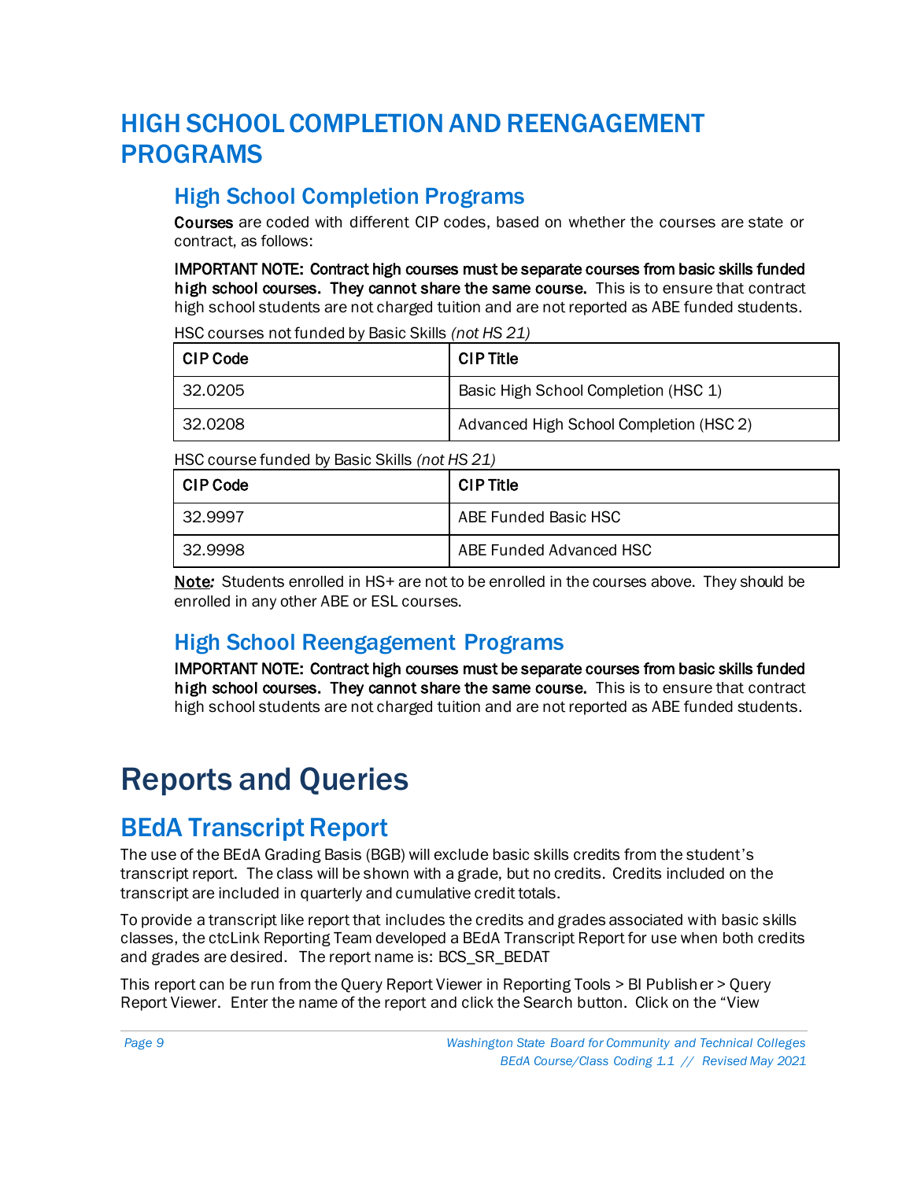# HIGH SCHOOL COMPLETION AND REENGAGEMENT PROGRAMS

## High School Completion Programs

**Courses** are coded with different CIP codes, based on whether the courses are state or contract, as follows:

**IMPORTANT NOTE: Contract high courses must be separate courses from basic skills funded high school courses. They cannot share the same course.** This is to ensure that contract high school students are not charged tuition and are not reported as ABE funded students.

HSC courses not funded by Basic Skills *(not HS 21)*

| CIP Code | CIP Title |
|---|---|
| 32.0205 | Basic High School Completion (HSC 1) |
| 32.0208 | Advanced High School Completion (HSC 2) |

HSC course funded by Basic Skills *(not HS 21)*

| CIP Code | CIP Title |
|---|---|
| 32.9997 | ABE Funded Basic HSC |
| 32.9998 | ABE Funded Advanced HSC |

<u>Note</u>*:* Students enrolled in HS+ are not to be enrolled in the courses above. They should be enrolled in any other ABE or ESL courses.

## High School Reengagement Programs

**IMPORTANT NOTE: Contract high courses must be separate courses from basic skills funded high school courses. They cannot share the same course.** This is to ensure that contract high school students are not charged tuition and are not reported as ABE funded students.

# Reports and Queries

## BEdA Transcript Report

The use of the BEdA Grading Basis (BGB) will exclude basic skills credits from the student's transcript report. The class will be shown with a grade, but no credits. Credits included on the transcript are included in quarterly and cumulative credit totals.

To provide a transcript like report that includes the credits and grades associated with basic skills classes, the ctcLink Reporting Team developed a BEdA Transcript Report for use when both credits and grades are desired. The report name is: BCS_SR_BEDAT

This report can be run from the Query Report Viewer in Reporting Tools > BI Publisher > Query Report Viewer. Enter the name of the report and click the Search button. Click on the "View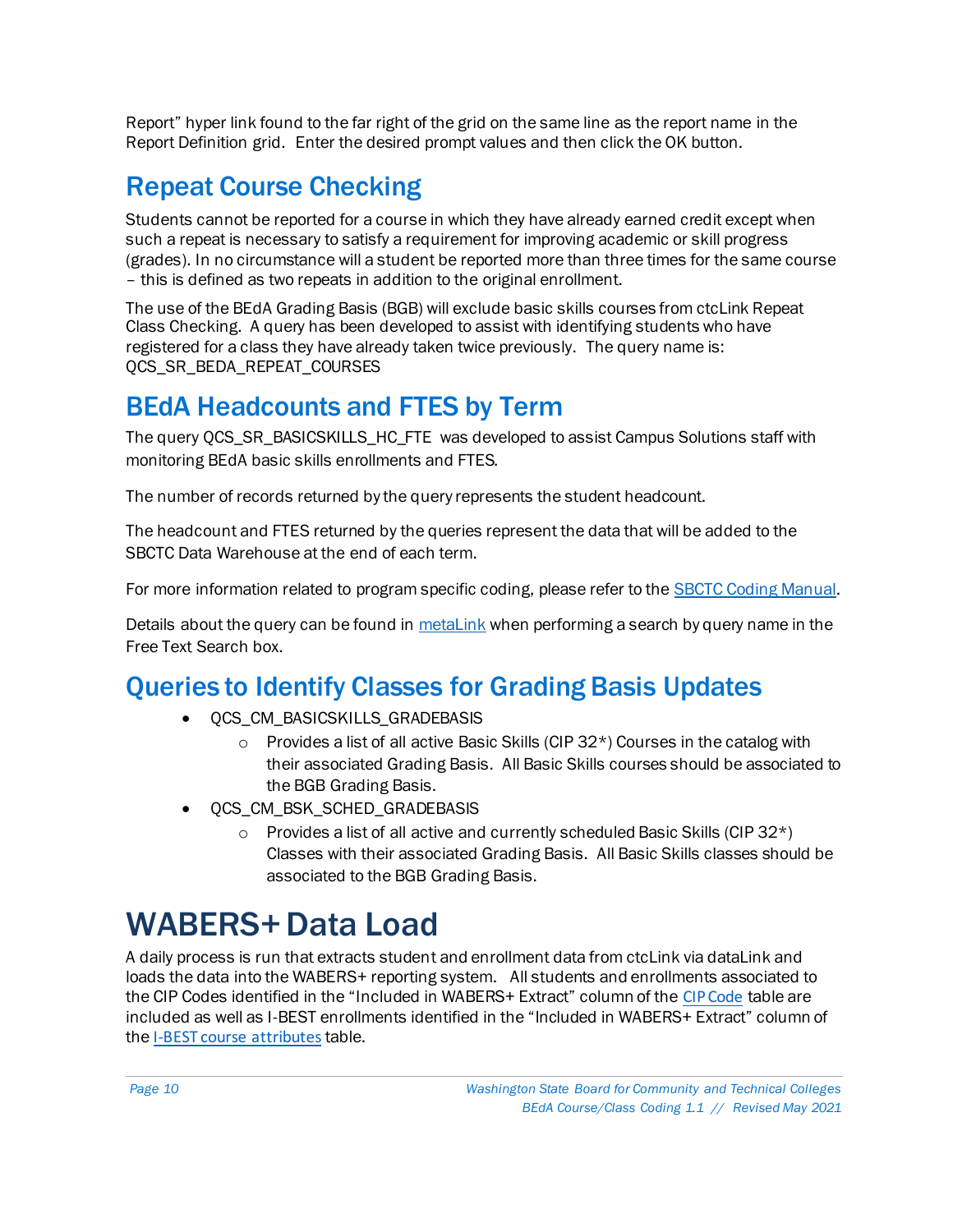Report" hyper link found to the far right of the grid on the same line as the report name in the Report Definition grid. Enter the desired prompt values and then click the OK button.

## Repeat Course Checking

Students cannot be reported for a course in which they have already earned credit except when such a repeat is necessary to satisfy a requirement for improving academic or skill progress (grades). In no circumstance will a student be reported more than three times for the same course – this is defined as two repeats in addition to the original enrollment.

The use of the BEdA Grading Basis (BGB) will exclude basic skills courses from ctcLink Repeat Class Checking. A query has been developed to assist with identifying students who have registered for a class they have already taken twice previously. The query name is: QCS_SR_BEDA_REPEAT_COURSES

## BEdA Headcounts and FTES by Term

The query QCS_SR_BASICSKILLS_HC_FTE was developed to assist Campus Solutions staff with monitoring BEdA basic skills enrollments and FTES.

The number of records returned by the query represents the student headcount.

The headcount and FTES returned by the queries represent the data that will be added to the SBCTC Data Warehouse at the end of each term.

For more information related to program specific coding, please refer to the SBCTC Coding Manual.

Details about the query can be found in metaLink when performing a search by query name in the Free Text Search box.

## Queries to Identify Classes for Grading Basis Updates

- QCS_CM_BASICSKILLS_GRADEBASIS
  - Provides a list of all active Basic Skills (CIP 32*) Courses in the catalog with their associated Grading Basis. All Basic Skills courses should be associated to the BGB Grading Basis.
- QCS_CM_BSK_SCHED_GRADEBASIS
  - Provides a list of all active and currently scheduled Basic Skills (CIP 32*) Classes with their associated Grading Basis. All Basic Skills classes should be associated to the BGB Grading Basis.

# WABERS+ Data Load

A daily process is run that extracts student and enrollment data from ctcLink via dataLink and loads the data into the WABERS+ reporting system. All students and enrollments associated to the CIP Codes identified in the "Included in WABERS+ Extract" column of the CIP Code table are included as well as I-BEST enrollments identified in the "Included in WABERS+ Extract" column of the I-BEST course attributes table.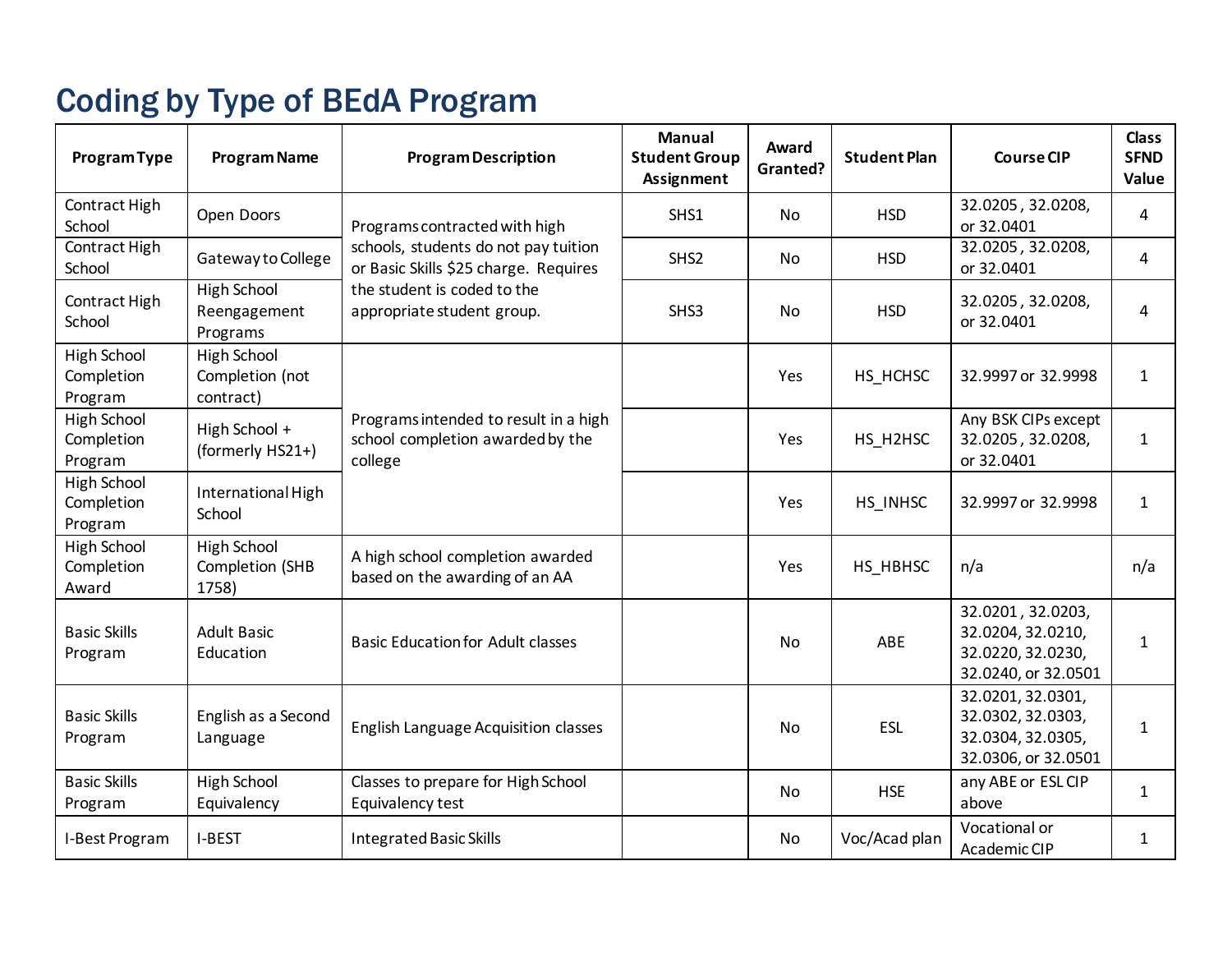# Coding by Type of BEdA Program

| Program Type | Program Name | Program Description | Manual Student Group Assignment | Award Granted? | Student Plan | Course CIP | Class SFND Value |
|---|---|---|---|---|---|---|---|
| Contract High School | Open Doors | Programs contracted with high schools, students do not pay tuition or Basic Skills $25 charge. Requires the student is coded to the appropriate student group. | SHS1 | No | HSD | 32.0205 , 32.0208, or 32.0401 | 4 |
| Contract High School | Gateway to College | | SHS2 | No | HSD | 32.0205 , 32.0208, or 32.0401 | 4 |
| Contract High School | High School Reengagement Programs | | SHS3 | No | HSD | 32.0205 , 32.0208, or 32.0401 | 4 |
| High School Completion Program | High School Completion (not contract) | Programs intended to result in a high school completion awarded by the college | | Yes | HS_HCHSC | 32.9997 or 32.9998 | 1 |
| High School Completion Program | High School + (formerly HS21+) | | | Yes | HS_H2HSC | Any BSK CIPs except 32.0205 , 32.0208, or 32.0401 | 1 |
| High School Completion Program | International High School | | | Yes | HS_INHSC | 32.9997 or 32.9998 | 1 |
| High School Completion Award | High School Completion (SHB 1758) | A high school completion awarded based on the awarding of an AA | | Yes | HS_HBHSC | n/a | n/a |
| Basic Skills Program | Adult Basic Education | Basic Education for Adult classes | | No | ABE | 32.0201 , 32.0203, 32.0204, 32.0210, 32.0220, 32.0230, 32.0240, or 32.0501 | 1 |
| Basic Skills Program | English as a Second Language | English Language Acquisition classes | | No | ESL | 32.0201, 32.0301, 32.0302, 32.0303, 32.0304, 32.0305, 32.0306, or 32.0501 | 1 |
| Basic Skills Program | High School Equivalency | Classes to prepare for High School Equivalency test | | No | HSE | any ABE or ESL CIP above | 1 |
| I-Best Program | I-BEST | Integrated Basic Skills | | No | Voc/Acad plan | Vocational or Academic CIP | 1 |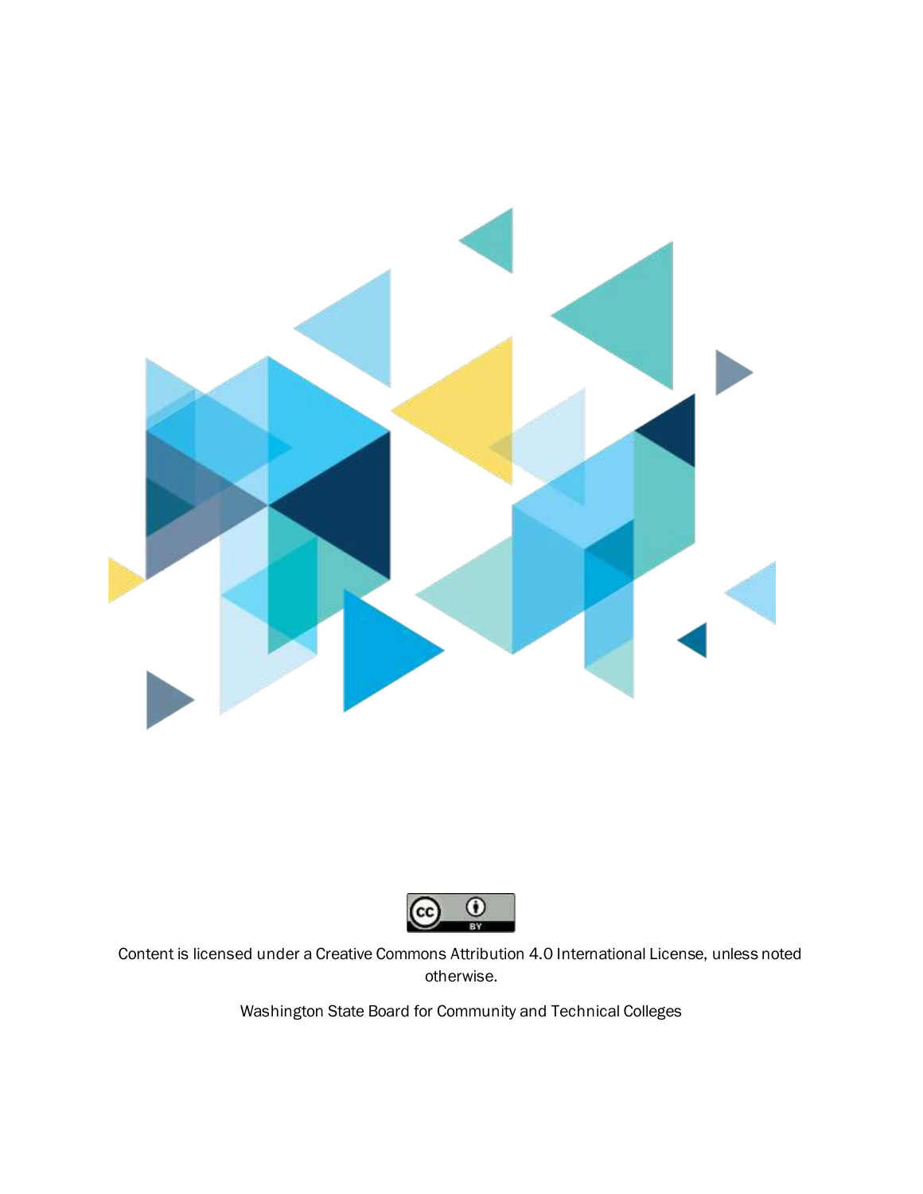Content is licensed under a Creative Commons Attribution 4.0 International License, unless noted otherwise.

Washington State Board for Community and Technical Colleges